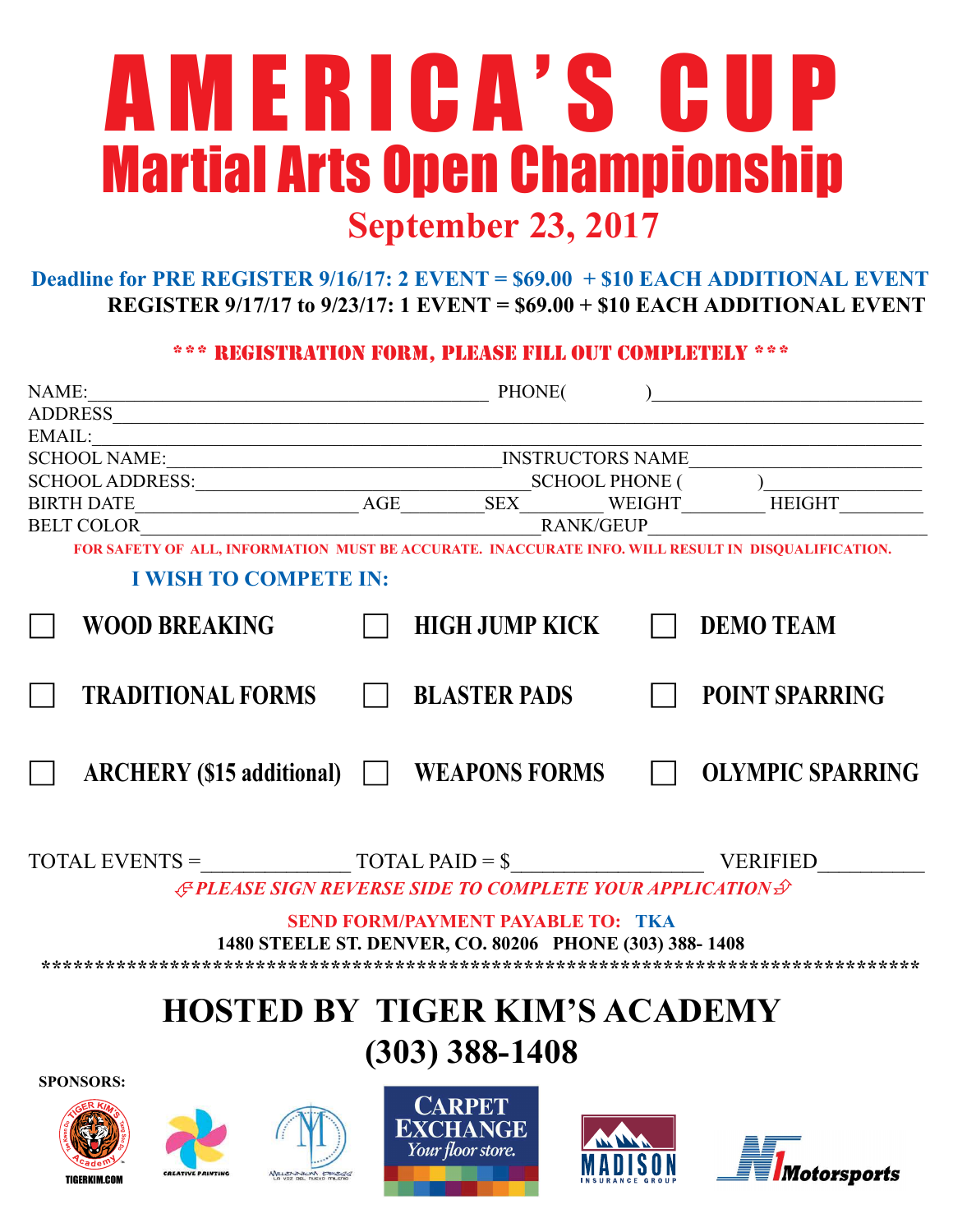# AMERICA'S CUP

## Martial Arts Open Championship

### September 23, 2017

**Deadline for PRE REGISTER 9/16/17: 2 EVENT = $69.00 + $10 EACH ADDITIONAL EVENT**

**REGISTER 9/17/17 to 9/23/17: 1 EVENT = $69.00 + $10 EACH ADDITIONAL EVENT**

**\*\*\* REGISTRATION FORM, PLEASE FILL OUT COMPLETELY \*\*\***

NAME:_______________________________________ PHONE( )__________________________

ADDRESS______________________________________________________________________

EMAIL:_______________________________________________________________________

SCHOOL NAME:_________________________________ INSTRUCTORS NAME_____________________

SCHOOL ADDRESS:______________________________ SCHOOL PHONE ( )_____________

BIRTH DATE____________________ AGE________ SEX________ WEIGHT________ HEIGHT________

BELT COLOR___________________________________ RANK/GEUP______________________

**FOR SAFETY OF ALL, INFORMATION MUST BE ACCURATE. INACCURATE INFO. WILL RESULT IN DISQUALIFICATION.**

**I WISH TO COMPETE IN:**

- ☐ WOOD BREAKING
- ☐ HIGH JUMP KICK
- ☐ DEMO TEAM
- ☐ TRADITIONAL FORMS
- ☐ BLASTER PADS
- ☐ POINT SPARRING
- ☐ ARCHERY ($15 additional)
- ☐ WEAPONS FORMS
- ☐ OLYMPIC SPARRING

TOTAL EVENTS =______________ TOTAL PAID = $__________________ VERIFIED__________

***PLEASE SIGN REVERSE SIDE TO COMPLETE YOUR APPLICATION***

**SEND FORM/PAYMENT PAYABLE TO: TKA**

**1480 STEELE ST. DENVER, CO. 80206 PHONE (303) 388- 1408**

## HOSTED BY TIGER KIM'S ACADEMY

## (303) 388-1408

**SPONSORS:**

TIGERKIM.COM — CREATIVE PAINTING — MILLENNIUM PRESS — CARPET EXCHANGE Your floor store. — MADISON INSURANCE GROUP — N1 Motorsports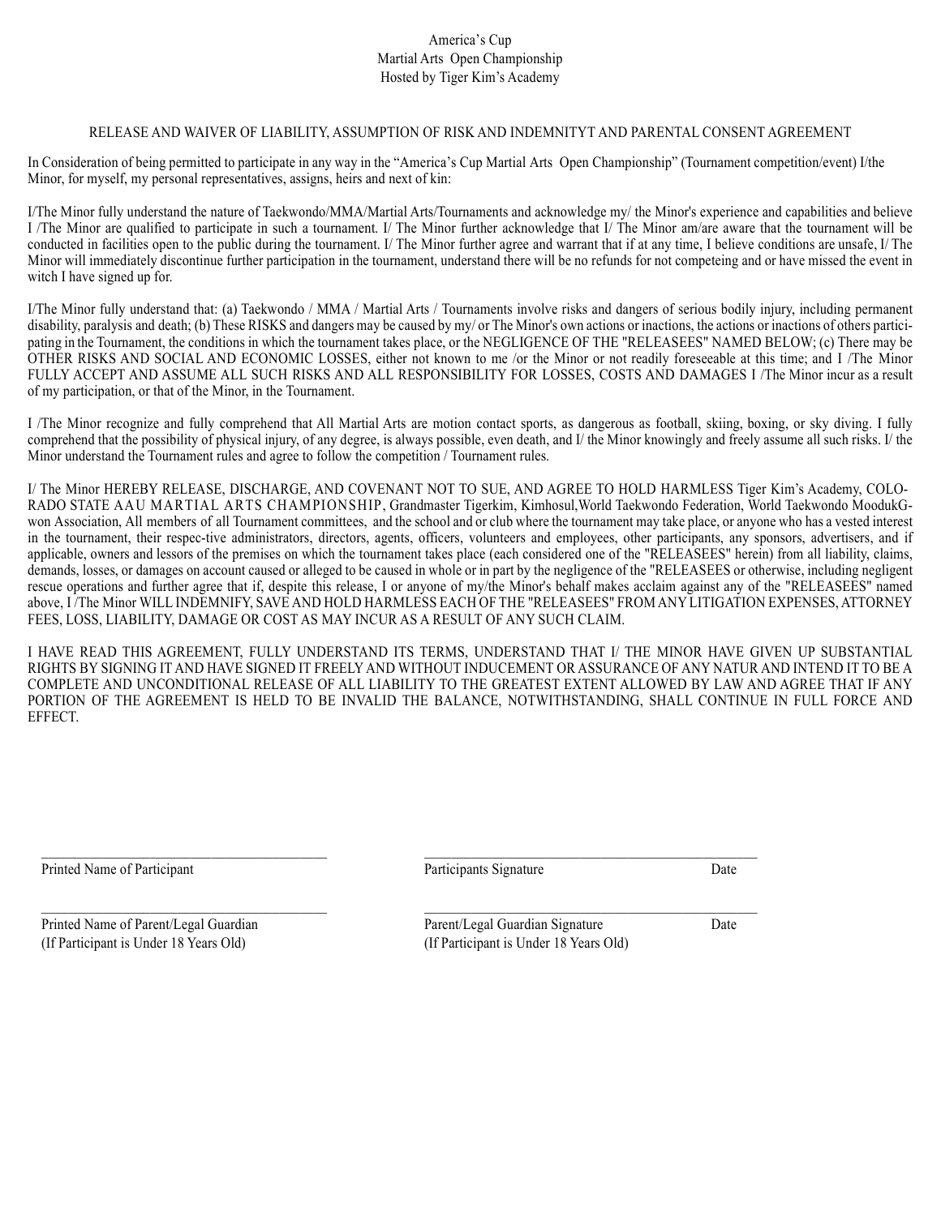America's Cup
Martial Arts Open Championship
Hosted by Tiger Kim's Academy

RELEASE AND WAIVER OF LIABILITY, ASSUMPTION OF RISK AND INDEMNITYT AND PARENTAL CONSENT AGREEMENT

In Consideration of being permitted to participate in any way in the "America's Cup Martial Arts Open Championship" (Tournament competition/event) I/the Minor, for myself, my personal representatives, assigns, heirs and next of kin:

I/The Minor fully understand the nature of Taekwondo/MMA/Martial Arts/Tournaments and acknowledge my/ the Minor's experience and capabilities and believe I /The Minor are qualified to participate in such a tournament. I/ The Minor further acknowledge that I/ The Minor am/are aware that the tournament will be conducted in facilities open to the public during the tournament. I/ The Minor further agree and warrant that if at any time, I believe conditions are unsafe, I/ The Minor will immediately discontinue further participation in the tournament, understand there will be no refunds for not competeing and or have missed the event in witch I have signed up for.

I/The Minor fully understand that: (a) Taekwondo / MMA / Martial Arts / Tournaments involve risks and dangers of serious bodily injury, including permanent disability, paralysis and death; (b) These RISKS and dangers may be caused by my/ or The Minor's own actions or inactions, the actions or inactions of others participating in the Tournament, the conditions in which the tournament takes place, or the NEGLIGENCE OF THE "RELEASEES" NAMED BELOW; (c) There may be OTHER RISKS AND SOCIAL AND ECONOMIC LOSSES, either not known to me /or the Minor or not readily foreseeable at this time; and I /The Minor FULLY ACCEPT AND ASSUME ALL SUCH RISKS AND ALL RESPONSIBILITY FOR LOSSES, COSTS AND DAMAGES I /The Minor incur as a result of my participation, or that of the Minor, in the Tournament.

I /The Minor recognize and fully comprehend that All Martial Arts are motion contact sports, as dangerous as football, skiing, boxing, or sky diving. I fully comprehend that the possibility of physical injury, of any degree, is always possible, even death, and I/ the Minor knowingly and freely assume all such risks. I/ the Minor understand the Tournament rules and agree to follow the competition / Tournament rules.

I/ The Minor HEREBY RELEASE, DISCHARGE, AND COVENANT NOT TO SUE, AND AGREE TO HOLD HARMLESS Tiger Kim's Academy, COLORADO STATE AAU MARTIAL ARTS CHAMPIONSHIP, Grandmaster Tigerkim, Kimhosul,World Taekwondo Federation, World Taekwondo MoodukGwon Association, All members of all Tournament committees, and the school and or club where the tournament may take place, or anyone who has a vested interest in the tournament, their respec-tive administrators, directors, agents, officers, volunteers and employees, other participants, any sponsors, advertisers, and if applicable, owners and lessors of the premises on which the tournament takes place (each considered one of the "RELEASEES" herein) from all liability, claims, demands, losses, or damages on account caused or alleged to be caused in whole or in part by the negligence of the "RELEASEES or otherwise, including negligent rescue operations and further agree that if, despite this release, I or anyone of my/the Minor's behalf makes acclaim against any of the "RELEASEES" named above, I /The Minor WILL INDEMNIFY, SAVE AND HOLD HARMLESS EACH OF THE "RELEASEES" FROM ANY LITIGATION EXPENSES, ATTORNEY FEES, LOSS, LIABILITY, DAMAGE OR COST AS MAY INCUR AS A RESULT OF ANY SUCH CLAIM.

I HAVE READ THIS AGREEMENT, FULLY UNDERSTAND ITS TERMS, UNDERSTAND THAT I/ THE MINOR HAVE GIVEN UP SUBSTANTIAL RIGHTS BY SIGNING IT AND HAVE SIGNED IT FREELY AND WITHOUT INDUCEMENT OR ASSURANCE OF ANY NATUR AND INTEND IT TO BE A COMPLETE AND UNCONDITIONAL RELEASE OF ALL LIABILITY TO THE GREATEST EXTENT ALLOWED BY LAW AND AGREE THAT IF ANY PORTION OF THE AGREEMENT IS HELD TO BE INVALID THE BALANCE, NOTWITHSTANDING, SHALL CONTINUE IN FULL FORCE AND EFFECT.

\_\_\_\_\_\_\_\_\_\_\_\_\_\_\_\_\_\_\_\_\_\_\_\_\_\_\_\_\_\_\_\_\_\_\_\_\_\_\_\_
Printed Name of Participant

\_\_\_\_\_\_\_\_\_\_\_\_\_\_\_\_\_\_\_\_\_\_\_\_\_\_\_\_\_\_\_\_\_\_\_\_\_\_\_\_
Participants Signature Date

\_\_\_\_\_\_\_\_\_\_\_\_\_\_\_\_\_\_\_\_\_\_\_\_\_\_\_\_\_\_\_\_\_\_\_\_\_\_\_\_
Printed Name of Parent/Legal Guardian
(If Participant is Under 18 Years Old)

\_\_\_\_\_\_\_\_\_\_\_\_\_\_\_\_\_\_\_\_\_\_\_\_\_\_\_\_\_\_\_\_\_\_\_\_\_\_\_\_
Parent/Legal Guardian Signature Date
(If Participant is Under 18 Years Old)